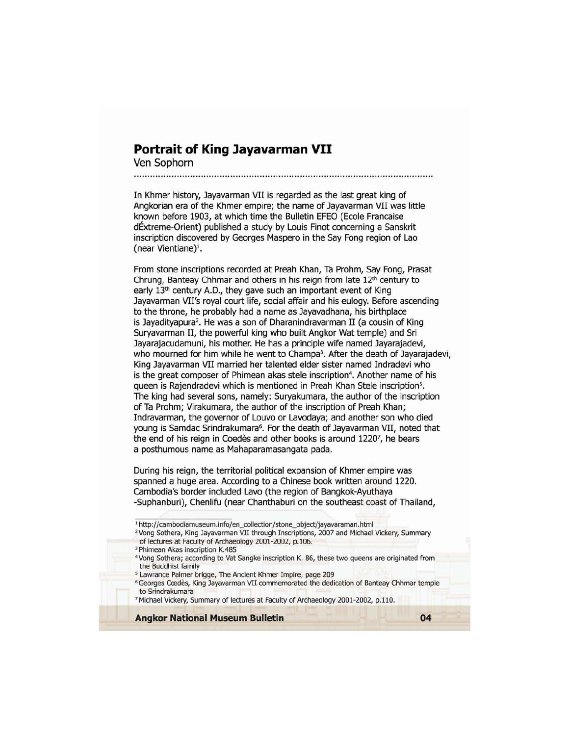# Portrait of King Jayavarman VII

Ven Sophorn

In Khmer history, Jayavarman VII is regarded as the last great king of Angkorian era of the Khmer empire; the name of Jayavarman VII was little known before 1903, at which time the Bulletin EFEO (Ecole Francaise dÉxtreme-Orient) published a study by Louis Finot concerning a Sanskrit inscription discovered by Georges Maspero in the Say Fong region of Lao (near Vientiane)[1].

From stone inscriptions recorded at Preah Khan, Ta Prohm, Say Fong, Prasat Chrung, Banteay Chhmar and others in his reign from late 12th century to early 13th century A.D., they gave such an important event of King Jayavarman VII's royal court life, social affair and his eulogy. Before ascending to the throne, he probably had a name as Jayavadhana, his birthplace is Jayadityapura[2]. He was a son of Dharanindravarman II (a cousin of King Suryavarman II, the powerful king who built Angkor Wat temple) and Sri Jayarajacudamuni, his mother. He has a principle wife named Jayarajadevi, who mourned for him while he went to Champa[3]. After the death of Jayarajadevi, King Jayavarman VII married her talented elder sister named Indradevi who is the great composer of Phimean akas stele inscription[4]. Another name of his queen is Rajendradevi which is mentioned in Preah Khan Stele inscription[5]. The king had several sons, namely: Suryakumara, the author of the inscription of Ta Prohm; Virakumara, the author of the inscription of Preah Khan; Indravarman, the governor of Louvo or Lavodaya; and another son who died young is Samdac Srindrakumara[6]. For the death of Jayavarman VII, noted that the end of his reign in Coedès and other books is around 1220[7], he bears a posthumous name as Mahaparamasangata pada.

During his reign, the territorial political expansion of Khmer empire was spanned a huge area. According to a Chinese book written around 1220. Cambodia's border included Lavo (the region of Bangkok-Ayuthaya -Suphanburi), Chenlifu (near Chanthaburi on the southeast coast of Thailand,

---

[1] http://cambodiamuseum.info/en_collection/stone_object/jayavaraman.html

[2] Vong Sothera, King Jayavarman VII through Inscriptions, 2007 and Michael Vickery, Summary of lectures at Faculty of Archaeology 2001-2002, p.106.

[3] Phimean Akas inscription K.485

[4] Vong Sothera; according to Vat Sangke inscription K. 86, these two queens are originated from the Buddhist family

[5] Lawrance Palmer brigge, The Ancient Khmer Impire, page 209

[6] Georges Cœdès, King Jayavarman VII commemorated the dedication of Banteay Chhmar temple to Srindrakumara

[7] Michael Vickery, Summary of lectures at Faculty of Archaeology 2001-2002, p.110.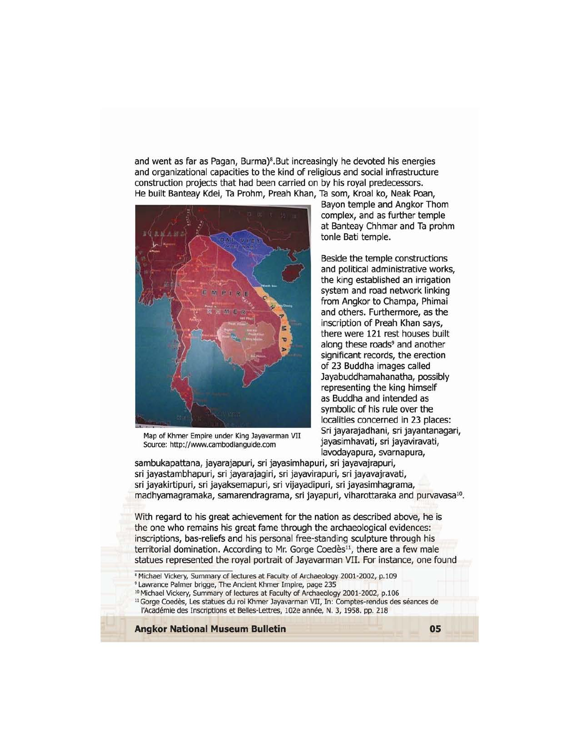and went as far as Pagan, Burma)[8].But increasingly he devoted his energies and organizational capacities to the kind of religious and social infrastructure construction projects that had been carried on by his royal predecessors. He built Banteay Kdei, Ta Prohm, Preah Khan, Ta som, Kroal ko, Neak Poan, Bayon temple and Angkor Thom complex, and as further temple at Banteay Chhmar and Ta prohm tonle Bati temple.

Map of Khmer Empire under King Jayavarman VII
Source: http://www.cambodianguide.com

Beside the temple constructions and political administrative works, the king established an irrigation system and road network linking from Angkor to Champa, Phimai and others. Furthermore, as the inscription of Preah Khan says, there were 121 rest houses built along these roads[9] and another significant records, the erection of 23 Buddha images called Jayabuddhamahanatha, possibly representing the king himself as Buddha and intended as symbolic of his rule over the localities concerned in 23 places: Sri jayarajadhani, sri jayantanagari, jayasimhavati, sri jayaviravati, lavodayapura, svarnapura, sambukapattana, jayarajapuri, sri jayasimhapuri, sri jayavajrapuri, sri jayastambhapuri, sri jayarajagiri, sri jayavirapuri, sri jayavajravati, sri jayakirtipuri, sri jayaksemapuri, sri vijayadipuri, sri jayasimhagrama, madhyamagramaka, samarendragrama, sri jayapuri, viharottaraka and purvavasa[10].

With regard to his great achievement for the nation as described above, he is the one who remains his great fame through the archaeological evidences: inscriptions, bas-reliefs and his personal free-standing sculpture through his territorial domination. According to Mr. Gorge Coedès[11], there are a few male statues represented the royal portrait of Jayavarman VII. For instance, one found

[8] Michael Vickery, Summary of lectures at Faculty of Archaeology 2001-2002, p.109

[9] Lawrance Palmer brigge, The Ancient Khmer Impire, page 235

[10] Michael Vickery, Summary of lectures at Faculty of Archaeology 2001-2002, p.106

[11] Gorge Coedès, Les statues du roi Khmer Jayavarman VII, In: Comptes-rendus des séances de l'Académie des Inscriptions et Belles-Lettres, 102e année, N. 3, 1958. pp. 218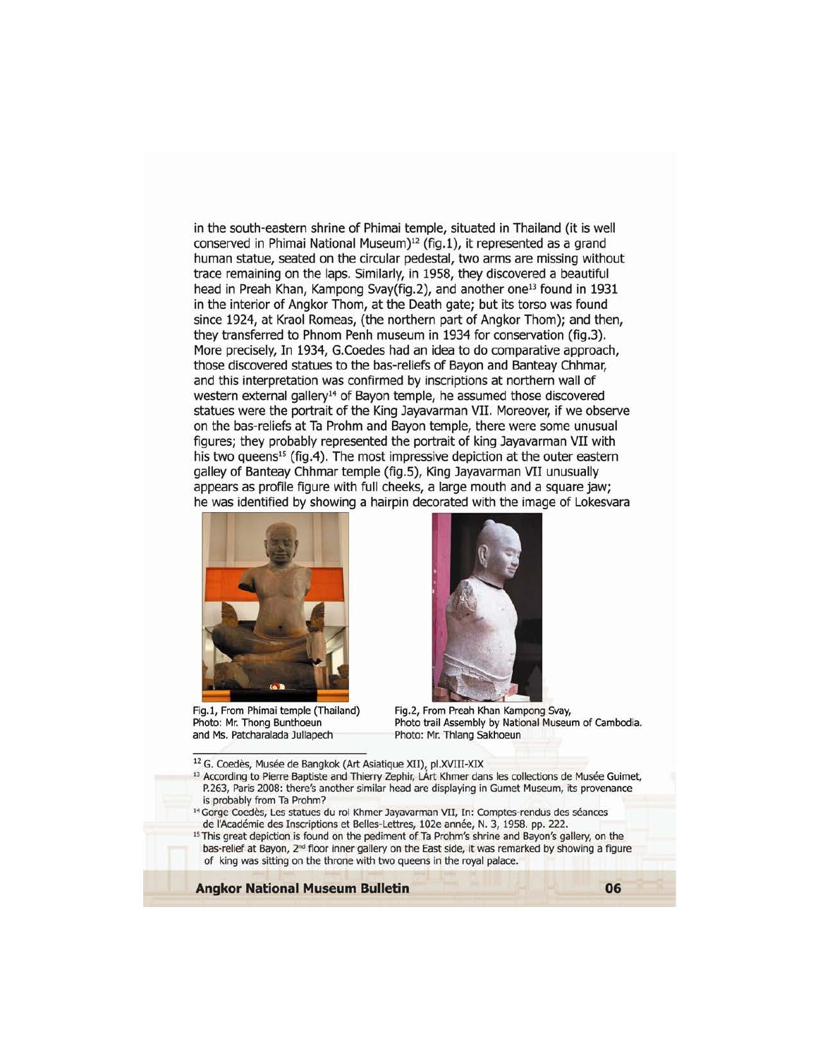in the south-eastern shrine of Phimai temple, situated in Thailand (it is well conserved in Phimai National Museum)[12] (fig.1), it represented as a grand human statue, seated on the circular pedestal, two arms are missing without trace remaining on the laps. Similarly, in 1958, they discovered a beautiful head in Preah Khan, Kampong Svay(fig.2), and another one[13] found in 1931 in the interior of Angkor Thom, at the Death gate; but its torso was found since 1924, at Kraol Romeas, (the northern part of Angkor Thom); and then, they transferred to Phnom Penh museum in 1934 for conservation (fig.3). More precisely, In 1934, G.Coedes had an idea to do comparative approach, those discovered statues to the bas-reliefs of Bayon and Banteay Chhmar, and this interpretation was confirmed by inscriptions at northern wall of western external gallery[14] of Bayon temple, he assumed those discovered statues were the portrait of the King Jayavarman VII. Moreover, if we observe on the bas-reliefs at Ta Prohm and Bayon temple, there were some unusual figures; they probably represented the portrait of king Jayavarman VII with his two queens[15] (fig.4). The most impressive depiction at the outer eastern galley of Banteay Chhmar temple (fig.5), King Jayavarman VII unusually appears as profile figure with full cheeks, a large mouth and a square jaw; he was identified by showing a hairpin decorated with the image of Lokesvara

Fig.1, From Phimai temple (Thailand)
Photo: Mr. Thong Bunthoeun
and Ms. Patcharalada Jullapech

Fig.2, From Preah Khan Kampong Svay,
Photo trail Assembly by National Museum of Cambodia.
Photo: Mr. Thlang Sakhoeun

---

[12] G. Coedès, Musée de Bangkok (Art Asiatique XII), pl.XVIII-XIX

[13] According to Pierre Baptiste and Thierry Zephir, LArt Khmer dans les collections de Musée Guimet, P.263, Paris 2008: there's another similar head are displaying in Gumet Museum, its provenance is probably from Ta Prohm?

[14] Gorge Coedès, Les statues du roi Khmer Jayavarman VII, In: Comptes-rendus des séances de l'Académie des Inscriptions et Belles-Lettres, 102e année, N. 3, 1958. pp. 222.

[15] This great depiction is found on the pediment of Ta Prohm's shrine and Bayon's gallery, on the bas-relief at Bayon, 2nd floor inner gallery on the East side, it was remarked by showing a figure of king was sitting on the throne with two queens in the royal palace.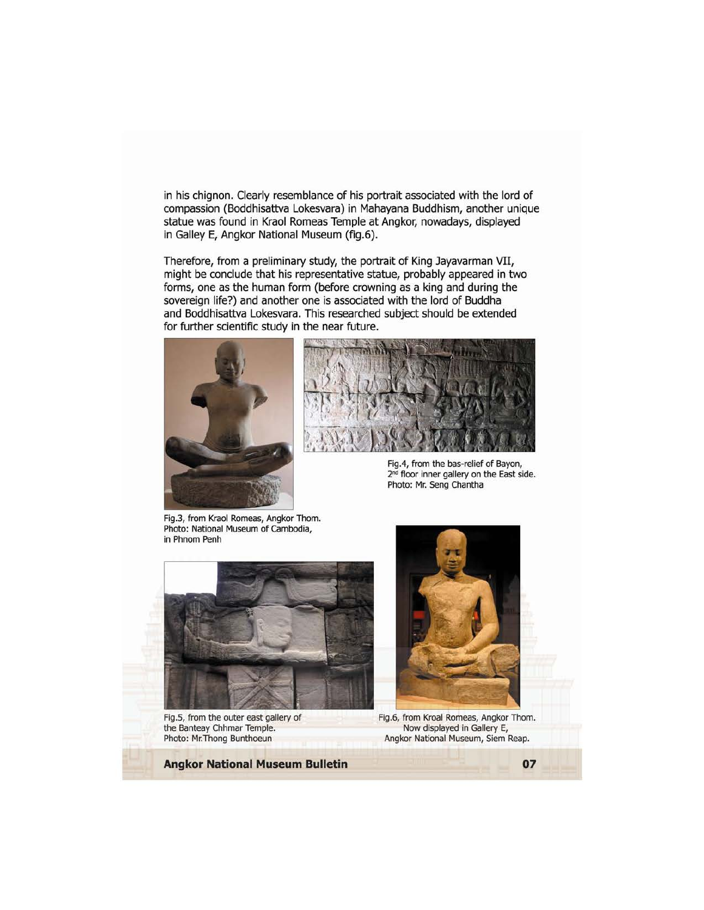in his chignon. Clearly resemblance of his portrait associated with the lord of compassion (Boddhisattva Lokesvara) in Mahayana Buddhism, another unique statue was found in Kraol Romeas Temple at Angkor, nowadays, displayed in Galley E, Angkor National Museum (fig.6).

Therefore, from a preliminary study, the portrait of King Jayavarman VII, might be conclude that his representative statue, probably appeared in two forms, one as the human form (before crowning as a king and during the sovereign life?) and another one is associated with the lord of Buddha and Boddhisattva Lokesvara. This researched subject should be extended for further scientific study in the near future.

Fig.3, from Kraol Romeas, Angkor Thom. Photo: National Museum of Cambodia, in Phnom Penh

Fig.4, from the bas-relief of Bayon, 2nd floor inner gallery on the East side. Photo: Mr. Seng Chantha

Fig.5, from the outer east gallery of the Banteay Chhmar Temple. Photo: Mr.Thong Bunthoeun

Fig.6, from Kroal Romeas, Angkor Thom. Now displayed in Gallery E, Angkor National Museum, Siem Reap.